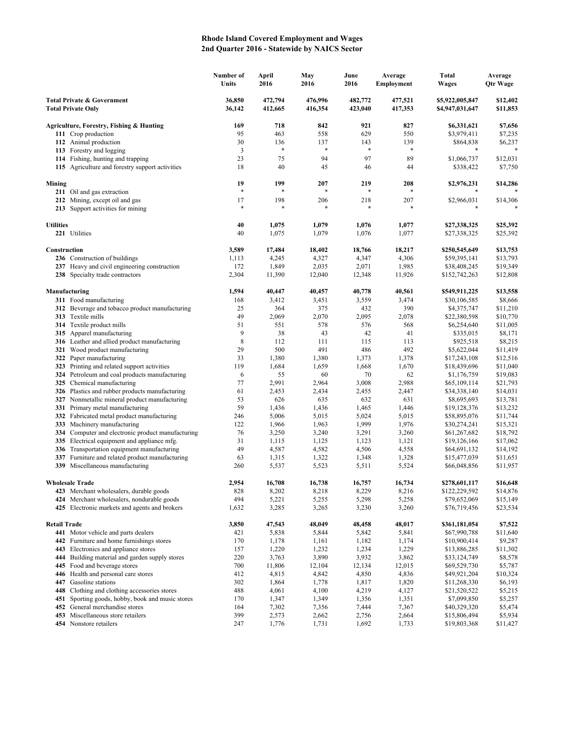# Rhode Island Covered Employment and Wages
## 2nd Quarter 2016 - Statewide by NAICS Sector

| | Number of Units | April 2016 | May 2016 | June 2016 | Average Employment | Total Wages | Average Qtr Wage |
|---|---|---|---|---|---|---|---|
| **Total Private & Government** | **36,850** | **472,794** | **476,996** | **482,772** | **477,521** | **$5,922,005,847** | **$12,402** |
| **Total Private Only** | **36,142** | **412,665** | **416,354** | **423,040** | **417,353** | **$4,947,031,647** | **$11,853** |
| | | | | | | | |
| **Agriculture, Forestry, Fishing & Hunting** | **169** | **718** | **842** | **921** | **827** | **$6,331,621** | **$7,656** |
| **111** Crop production | 95 | 463 | 558 | 629 | 550 | $3,979,411 | $7,235 |
| **112** Animal production | 30 | 136 | 137 | 143 | 139 | $864,838 | $6,237 |
| **113** Forestry and logging | 3 | * | * | * | * | * | * |
| **114** Fishing, hunting and trapping | 23 | 75 | 94 | 97 | 89 | $1,066,737 | $12,031 |
| **115** Agriculture and forestry support activities | 18 | 40 | 45 | 46 | 44 | $338,422 | $7,750 |
| | | | | | | | |
| **Mining** | **19** | **199** | **207** | **219** | **208** | **$2,976,231** | **$14,286** |
| **211** Oil and gas extraction | * | * | * | * | * | * | * |
| **212** Mining, except oil and gas | 17 | 198 | 206 | 218 | 207 | $2,966,031 | $14,306 |
| **213** Support activities for mining | * | * | * | * | * | * | * |
| | | | | | | | |
| **Utilities** | **40** | **1,075** | **1,079** | **1,076** | **1,077** | **$27,338,325** | **$25,392** |
| **221** Utilities | 40 | 1,075 | 1,079 | 1,076 | 1,077 | $27,338,325 | $25,392 |
| | | | | | | | |
| **Construction** | **3,589** | **17,484** | **18,402** | **18,766** | **18,217** | **$250,545,649** | **$13,753** |
| **236** Construction of buildings | 1,113 | 4,245 | 4,327 | 4,347 | 4,306 | $59,395,141 | $13,793 |
| **237** Heavy and civil engineering construction | 172 | 1,849 | 2,035 | 2,071 | 1,985 | $38,408,245 | $19,349 |
| **238** Specialty trade contractors | 2,304 | 11,390 | 12,040 | 12,348 | 11,926 | $152,742,263 | $12,808 |
| | | | | | | | |
| **Manufacturing** | **1,594** | **40,447** | **40,457** | **40,778** | **40,561** | **$549,911,225** | **$13,558** |
| **311** Food manufacturing | 168 | 3,412 | 3,451 | 3,559 | 3,474 | $30,106,585 | $8,666 |
| **312** Beverage and tobacco product manufacturing | 25 | 364 | 375 | 432 | 390 | $4,375,747 | $11,210 |
| **313** Textile mills | 49 | 2,069 | 2,070 | 2,095 | 2,078 | $22,380,598 | $10,770 |
| **314** Textile product mills | 51 | 551 | 578 | 576 | 568 | $6,254,640 | $11,005 |
| **315** Apparel manufacturing | 9 | 38 | 43 | 42 | 41 | $335,015 | $8,171 |
| **316** Leather and allied product manufacturing | 8 | 112 | 111 | 115 | 113 | $925,518 | $8,215 |
| **321** Wood product manufacturing | 29 | 500 | 491 | 486 | 492 | $5,622,044 | $11,419 |
| **322** Paper manufacturing | 33 | 1,380 | 1,380 | 1,373 | 1,378 | $17,243,108 | $12,516 |
| **323** Printing and related support activities | 119 | 1,684 | 1,659 | 1,668 | 1,670 | $18,439,696 | $11,040 |
| **324** Petroleum and coal products manufacturing | 6 | 55 | 60 | 70 | 62 | $1,176,759 | $19,083 |
| **325** Chemical manufacturing | 77 | 2,991 | 2,964 | 3,008 | 2,988 | $65,109,114 | $21,793 |
| **326** Plastics and rubber products manufacturing | 61 | 2,453 | 2,434 | 2,455 | 2,447 | $34,338,140 | $14,031 |
| **327** Nonmetallic mineral product manufacturing | 53 | 626 | 635 | 632 | 631 | $8,695,693 | $13,781 |
| **331** Primary metal manufacturing | 59 | 1,436 | 1,436 | 1,465 | 1,446 | $19,128,376 | $13,232 |
| **332** Fabricated metal product manufacturing | 246 | 5,006 | 5,015 | 5,024 | 5,015 | $58,895,076 | $11,744 |
| **333** Machinery manufacturing | 122 | 1,966 | 1,963 | 1,999 | 1,976 | $30,274,241 | $15,321 |
| **334** Computer and electronic product manufacturing | 76 | 3,250 | 3,240 | 3,291 | 3,260 | $61,267,682 | $18,792 |
| **335** Electrical equipment and appliance mfg. | 31 | 1,115 | 1,125 | 1,123 | 1,121 | $19,126,166 | $17,062 |
| **336** Transportation equipment manufacturing | 49 | 4,587 | 4,582 | 4,506 | 4,558 | $64,691,132 | $14,192 |
| **337** Furniture and related product manufacturing | 63 | 1,315 | 1,322 | 1,348 | 1,328 | $15,477,039 | $11,651 |
| **339** Miscellaneous manufacturing | 260 | 5,537 | 5,523 | 5,511 | 5,524 | $66,048,856 | $11,957 |
| | | | | | | | |
| **Wholesale Trade** | **2,954** | **16,708** | **16,738** | **16,757** | **16,734** | **$278,601,117** | **$16,648** |
| **423** Merchant wholesalers, durable goods | 828 | 8,202 | 8,218 | 8,229 | 8,216 | $122,229,592 | $14,876 |
| **424** Merchant wholesalers, nondurable goods | 494 | 5,221 | 5,255 | 5,298 | 5,258 | $79,652,069 | $15,149 |
| **425** Electronic markets and agents and brokers | 1,632 | 3,285 | 3,265 | 3,230 | 3,260 | $76,719,456 | $23,534 |
| | | | | | | | |
| **Retail Trade** | **3,850** | **47,543** | **48,049** | **48,458** | **48,017** | **$361,181,054** | **$7,522** |
| **441** Motor vehicle and parts dealers | 421 | 5,838 | 5,844 | 5,842 | 5,841 | $67,990,788 | $11,640 |
| **442** Furniture and home furnishings stores | 170 | 1,178 | 1,161 | 1,182 | 1,174 | $10,900,414 | $9,287 |
| **443** Electronics and appliance stores | 157 | 1,220 | 1,232 | 1,234 | 1,229 | $13,886,285 | $11,302 |
| **444** Building material and garden supply stores | 220 | 3,763 | 3,890 | 3,932 | 3,862 | $33,124,749 | $8,578 |
| **445** Food and beverage stores | 700 | 11,806 | 12,104 | 12,134 | 12,015 | $69,529,730 | $5,787 |
| **446** Health and personal care stores | 412 | 4,815 | 4,842 | 4,850 | 4,836 | $49,921,204 | $10,324 |
| **447** Gasoline stations | 302 | 1,864 | 1,778 | 1,817 | 1,820 | $11,268,330 | $6,193 |
| **448** Clothing and clothing accessories stores | 488 | 4,061 | 4,100 | 4,219 | 4,127 | $21,520,522 | $5,215 |
| **451** Sporting goods, hobby, book and music stores | 170 | 1,347 | 1,349 | 1,356 | 1,351 | $7,099,850 | $5,257 |
| **452** General merchandise stores | 164 | 7,302 | 7,356 | 7,444 | 7,367 | $40,329,320 | $5,474 |
| **453** Miscellaneous store retailers | 399 | 2,573 | 2,662 | 2,756 | 2,664 | $15,806,494 | $5,934 |
| **454** Nonstore retailers | 247 | 1,776 | 1,731 | 1,692 | 1,733 | $19,803,368 | $11,427 |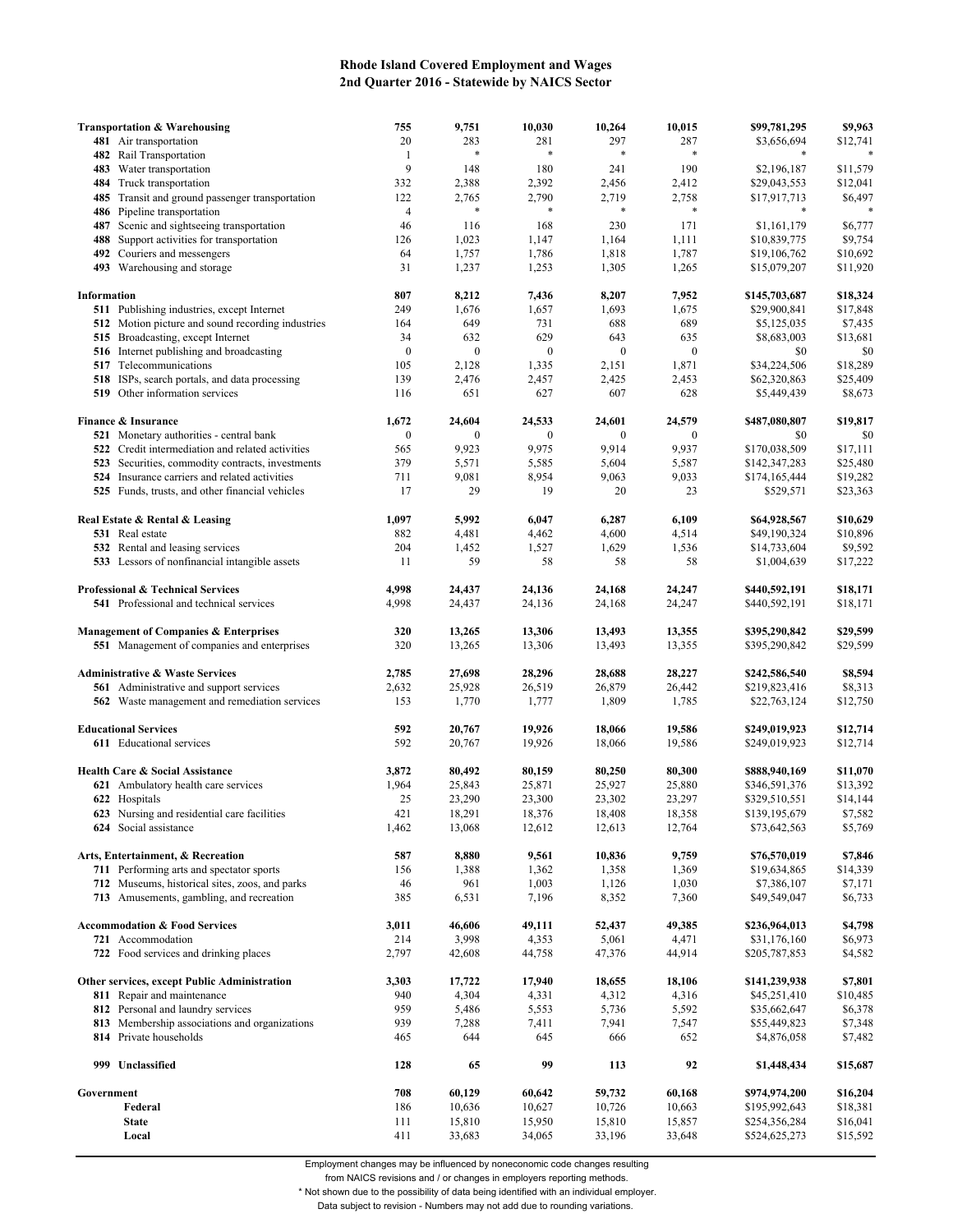**Rhode Island Covered Employment and Wages**
**2nd Quarter 2016 - Statewide by NAICS Sector**

| | | | | | | | |
|---|---|---|---|---|---|---|---|
| **Transportation & Warehousing** | **755** | **9,751** | **10,030** | **10,264** | **10,015** | **$99,781,295** | **$9,963** |
| **481** Air transportation | 20 | 283 | 281 | 297 | 287 | $3,656,694 | $12,741 |
| **482** Rail Transportation | 1 | * | * | * | * | * | * |
| **483** Water transportation | 9 | 148 | 180 | 241 | 190 | $2,196,187 | $11,579 |
| **484** Truck transportation | 332 | 2,388 | 2,392 | 2,456 | 2,412 | $29,043,553 | $12,041 |
| **485** Transit and ground passenger transportation | 122 | 2,765 | 2,790 | 2,719 | 2,758 | $17,917,713 | $6,497 |
| **486** Pipeline transportation | 4 | * | * | * | * | * | * |
| **487** Scenic and sightseeing transportation | 46 | 116 | 168 | 230 | 171 | $1,161,179 | $6,777 |
| **488** Support activities for transportation | 126 | 1,023 | 1,147 | 1,164 | 1,111 | $10,839,775 | $9,754 |
| **492** Couriers and messengers | 64 | 1,757 | 1,786 | 1,818 | 1,787 | $19,106,762 | $10,692 |
| **493** Warehousing and storage | 31 | 1,237 | 1,253 | 1,305 | 1,265 | $15,079,207 | $11,920 |
| **Information** | **807** | **8,212** | **7,436** | **8,207** | **7,952** | **$145,703,687** | **$18,324** |
| **511** Publishing industries, except Internet | 249 | 1,676 | 1,657 | 1,693 | 1,675 | $29,900,841 | $17,848 |
| **512** Motion picture and sound recording industries | 164 | 649 | 731 | 688 | 689 | $5,125,035 | $7,435 |
| **515** Broadcasting, except Internet | 34 | 632 | 629 | 643 | 635 | $8,683,003 | $13,681 |
| **516** Internet publishing and broadcasting | 0 | 0 | 0 | 0 | 0 | $0 | $0 |
| **517** Telecommunications | 105 | 2,128 | 1,335 | 2,151 | 1,871 | $34,224,506 | $18,289 |
| **518** ISPs, search portals, and data processing | 139 | 2,476 | 2,457 | 2,425 | 2,453 | $62,320,863 | $25,409 |
| **519** Other information services | 116 | 651 | 627 | 607 | 628 | $5,449,439 | $8,673 |
| **Finance & Insurance** | **1,672** | **24,604** | **24,533** | **24,601** | **24,579** | **$487,080,807** | **$19,817** |
| **521** Monetary authorities - central bank | 0 | 0 | 0 | 0 | 0 | $0 | $0 |
| **522** Credit intermediation and related activities | 565 | 9,923 | 9,975 | 9,914 | 9,937 | $170,038,509 | $17,111 |
| **523** Securities, commodity contracts, investments | 379 | 5,571 | 5,585 | 5,604 | 5,587 | $142,347,283 | $25,480 |
| **524** Insurance carriers and related activities | 711 | 9,081 | 8,954 | 9,063 | 9,033 | $174,165,444 | $19,282 |
| **525** Funds, trusts, and other financial vehicles | 17 | 29 | 19 | 20 | 23 | $529,571 | $23,363 |
| **Real Estate & Rental & Leasing** | **1,097** | **5,992** | **6,047** | **6,287** | **6,109** | **$64,928,567** | **$10,629** |
| **531** Real estate | 882 | 4,481 | 4,462 | 4,600 | 4,514 | $49,190,324 | $10,896 |
| **532** Rental and leasing services | 204 | 1,452 | 1,527 | 1,629 | 1,536 | $14,733,604 | $9,592 |
| **533** Lessors of nonfinancial intangible assets | 11 | 59 | 58 | 58 | 58 | $1,004,639 | $17,222 |
| **Professional & Technical Services** | **4,998** | **24,437** | **24,136** | **24,168** | **24,247** | **$440,592,191** | **$18,171** |
| **541** Professional and technical services | 4,998 | 24,437 | 24,136 | 24,168 | 24,247 | $440,592,191 | $18,171 |
| **Management of Companies & Enterprises** | **320** | **13,265** | **13,306** | **13,493** | **13,355** | **$395,290,842** | **$29,599** |
| **551** Management of companies and enterprises | 320 | 13,265 | 13,306 | 13,493 | 13,355 | $395,290,842 | $29,599 |
| **Administrative & Waste Services** | **2,785** | **27,698** | **28,296** | **28,688** | **28,227** | **$242,586,540** | **$8,594** |
| **561** Administrative and support services | 2,632 | 25,928 | 26,519 | 26,879 | 26,442 | $219,823,416 | $8,313 |
| **562** Waste management and remediation services | 153 | 1,770 | 1,777 | 1,809 | 1,785 | $22,763,124 | $12,750 |
| **Educational Services** | **592** | **20,767** | **19,926** | **18,066** | **19,586** | **$249,019,923** | **$12,714** |
| **611** Educational services | 592 | 20,767 | 19,926 | 18,066 | 19,586 | $249,019,923 | $12,714 |
| **Health Care & Social Assistance** | **3,872** | **80,492** | **80,159** | **80,250** | **80,300** | **$888,940,169** | **$11,070** |
| **621** Ambulatory health care services | 1,964 | 25,843 | 25,871 | 25,927 | 25,880 | $346,591,376 | $13,392 |
| **622** Hospitals | 25 | 23,290 | 23,300 | 23,302 | 23,297 | $329,510,551 | $14,144 |
| **623** Nursing and residential care facilities | 421 | 18,291 | 18,376 | 18,408 | 18,358 | $139,195,679 | $7,582 |
| **624** Social assistance | 1,462 | 13,068 | 12,612 | 12,613 | 12,764 | $73,642,563 | $5,769 |
| **Arts, Entertainment, & Recreation** | **587** | **8,880** | **9,561** | **10,836** | **9,759** | **$76,570,019** | **$7,846** |
| **711** Performing arts and spectator sports | 156 | 1,388 | 1,362 | 1,358 | 1,369 | $19,634,865 | $14,339 |
| **712** Museums, historical sites, zoos, and parks | 46 | 961 | 1,003 | 1,126 | 1,030 | $7,386,107 | $7,171 |
| **713** Amusements, gambling, and recreation | 385 | 6,531 | 7,196 | 8,352 | 7,360 | $49,549,047 | $6,733 |
| **Accommodation & Food Services** | **3,011** | **46,606** | **49,111** | **52,437** | **49,385** | **$236,964,013** | **$4,798** |
| **721** Accommodation | 214 | 3,998 | 4,353 | 5,061 | 4,471 | $31,176,160 | $6,973 |
| **722** Food services and drinking places | 2,797 | 42,608 | 44,758 | 47,376 | 44,914 | $205,787,853 | $4,582 |
| **Other services, except Public Administration** | **3,303** | **17,722** | **17,940** | **18,655** | **18,106** | **$141,239,938** | **$7,801** |
| **811** Repair and maintenance | 940 | 4,304 | 4,331 | 4,312 | 4,316 | $45,251,410 | $10,485 |
| **812** Personal and laundry services | 959 | 5,486 | 5,553 | 5,736 | 5,592 | $35,662,647 | $6,378 |
| **813** Membership associations and organizations | 939 | 7,288 | 7,411 | 7,941 | 7,547 | $55,449,823 | $7,348 |
| **814** Private households | 465 | 644 | 645 | 666 | 652 | $4,876,058 | $7,482 |
| **999 Unclassified** | **128** | **65** | **99** | **113** | **92** | **$1,448,434** | **$15,687** |
| **Government** | **708** | **60,129** | **60,642** | **59,732** | **60,168** | **$974,974,200** | **$16,204** |
| **Federal** | 186 | 10,636 | 10,627 | 10,726 | 10,663 | $195,992,643 | $18,381 |
| **State** | 111 | 15,810 | 15,950 | 15,810 | 15,857 | $254,356,284 | $16,041 |
| **Local** | 411 | 33,683 | 34,065 | 33,196 | 33,648 | $524,625,273 | $15,592 |

Employment changes may be influenced by noneconomic code changes resulting from NAICS revisions and / or changes in employers reporting methods.

* Not shown due to the possibility of data being identified with an individual employer.

Data subject to revision - Numbers may not add due to rounding variations.